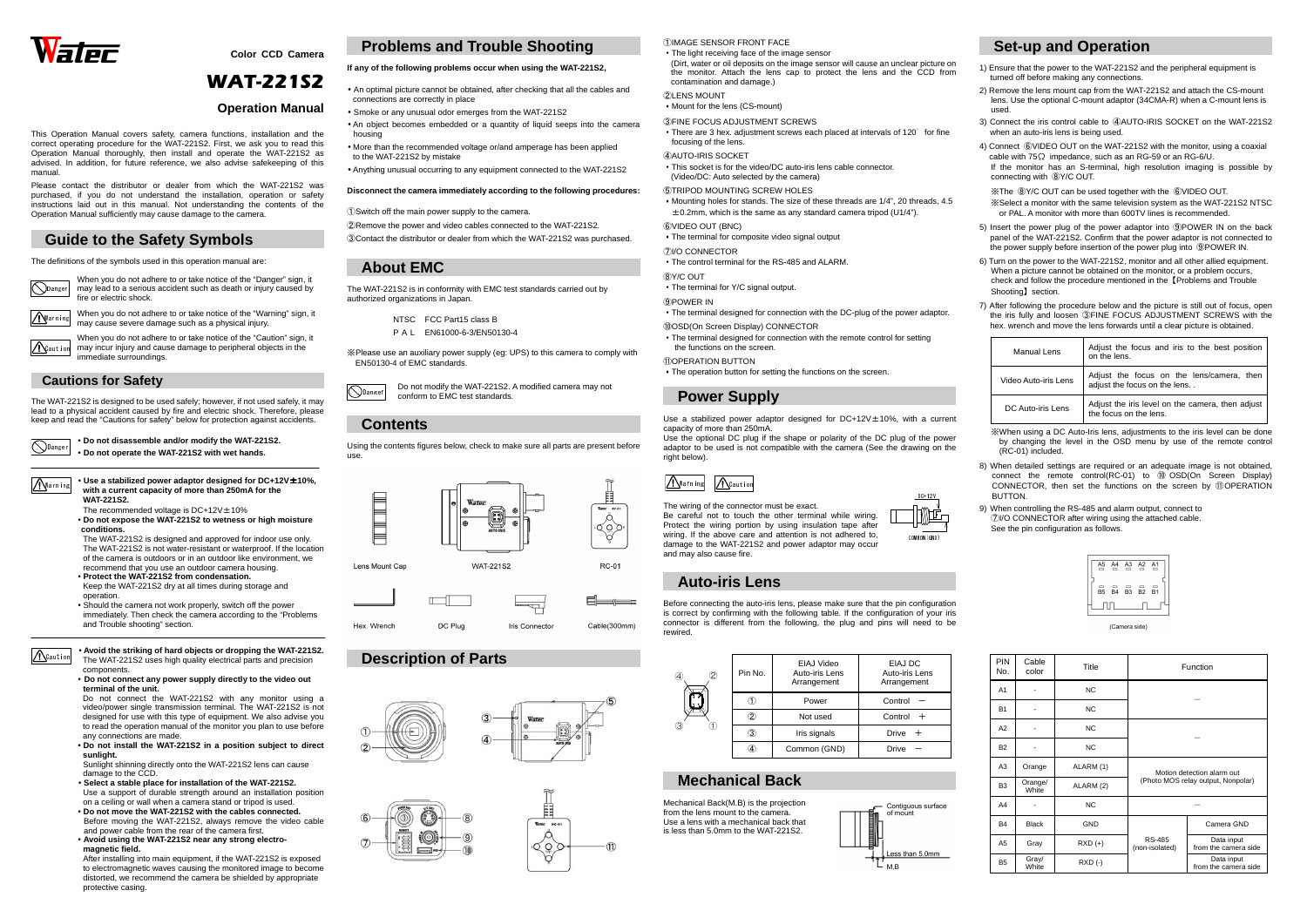Watec

Color CCD Camera

# WAT-221S2

## Operation Manual

This Operation Manual covers safety, camera functions, installation and the correct operating procedure for the WAT-221S2. First, we ask you to read this Operation Manual thoroughly, then install and operate the WAT-221S2 as advised. In addition, for future reference, we also advise safekeeping of this manual.

Please contact the distributor or dealer from which the WAT-221S2 was purchased, if you do not understand the installation, operation or safety instructions laid out in this manual. Not understanding the contents of the Operation Manual sufficiently may cause damage to the camera.

## Guide to the Safety Symbols

The definitions of the symbols used in this operation manual are:

Danger: When you do not adhere to or take notice of the "Danger" sign, it may lead to a serious accident such as death or injury caused by fire or electric shock.

Warning: When you do not adhere to or take notice of the "Warning" sign, it may cause severe damage such as a physical injury.

Caution: When you do not adhere to or take notice of the "Caution" sign, it may incur injury and cause damage to peripheral objects in the immediate surroundings.

## Cautions for Safety

The WAT-221S2 is designed to be used safely; however, if not used safely, it may lead to a physical accident caused by fire and electric shock. Therefore, please keep and read the "Cautions for safety" below for protection against accidents.

Danger

- **Do not disassemble and/or modify the WAT-221S2.**
- **Do not operate the WAT-221S2 with wet hands.**

Warning

- **Use a stabilized power adaptor designed for DC+12V±10%, with a current capacity of more than 250mA for the WAT-221S2.**
  The recommended voltage is DC+12V±10%
- **Do not expose the WAT-221S2 to wetness or high moisture conditions.**
  The WAT-221S2 is designed and approved for indoor use only. The WAT-221S2 is not water-resistant or waterproof. If the location of the camera is outdoors or in an outdoor like environment, we recommend that you use an outdoor camera housing.
- **Protect the WAT-221S2 from condensation.**
  Keep the WAT-221S2 dry at all times during storage and operation.
- Should the camera not work properly, switch off the power immediately. Then check the camera according to the "Problems and Trouble shooting" section.

Caution

- **Avoid the striking of hard objects or dropping the WAT-221S2.**
  The WAT-221S2 uses high quality electrical parts and precision components.
- **Do not connect any power supply directly to the video out terminal of the unit.**
  Do not connect the WAT-221S2 with any monitor using a video/power single transmission terminal. The WAT-221S2 is not designed for use with this type of equipment. We also advise you to read the operation manual of the monitor you plan to use before any connections are made.
- **Do not install the WAT-221S2 in a position subject to direct sunlight.**
  Sunlight shinning directly onto the WAT-221S2 lens can cause damage to the CCD.
- **Select a stable place for installation of the WAT-221S2.**
  Use a support of durable strength around an installation position on a ceiling or wall when a camera stand or tripod is used.
- **Do not move the WAT-221S2 with the cables connected.**
  Before moving the WAT-221S2, always remove the video cable and power cable from the rear of the camera first.
- **Avoid using the WAT-221S2 near any strong electro-magnetic field.**
  After installing into main equipment, if the WAT-221S2 is exposed to electromagnetic waves causing the monitored image to become distorted, we recommend the camera be shielded by appropriate protective casing.

## Problems and Trouble Shooting

**If any of the following problems occur when using the WAT-221S2,**

- An optimal picture cannot be obtained, after checking that all the cables and connections are correctly in place
- Smoke or any unusual odor emerges from the WAT-221S2
- An object becomes embedded or a quantity of liquid seeps into the camera housing
- More than the recommended voltage or/and amperage has been applied to the WAT-221S2 by mistake
- Anything unusual occurring to any equipment connected to the WAT-221S2

**Disconnect the camera immediately according to the following procedures:**

①Switch off the main power supply to the camera.
②Remove the power and video cables connected to the WAT-221S2.
③Contact the distributor or dealer from which the WAT-221S2 was purchased.

## About EMC

The WAT-221S2 is in conformity with EMC test standards carried out by authorized organizations in Japan.

NTSC FCC Part15 class B
PAL EN61000-6-3/EN50130-4

※Please use an auxiliary power supply (eg: UPS) to this camera to comply with EN50130-4 of EMC standards.

Danger: Do not modify the WAT-221S2. A modified camera may not conform to EMC test standards.

## Contents

Using the contents figures below, check to make sure all parts are present before use.

Lens Mount Cap, WAT-221S2, RC-01, Hex. Wrench, DC Plug, Iris Connector, Cable(300mm)

## Description of Parts

①IMAGE SENSOR FRONT FACE
- The light receiving face of the image sensor
  (Dirt, water or oil deposits on the image sensor will cause an unclear picture on the monitor. Attach the lens cap to protect the lens and the CCD from contamination and damage.)

②LENS MOUNT
- Mount for the lens (CS-mount)

③FINE FOCUS ADJUSTMENT SCREWS
- There are 3 hex. adjustment screws each placed at intervals of 120° for fine focusing of the lens.

④AUTO-IRIS SOCKET
- This socket is for the video/DC auto-iris lens cable connector. (Video/DC: Auto selected by the camera)

⑤TRIPOD MOUNTING SCREW HOLES
- Mounting holes for stands. The size of these threads are 1/4", 20 threads, 4.5 ±0.2mm, which is the same as any standard camera tripod (U1/4").

⑥VIDEO OUT (BNC)
- The terminal for composite video signal output

⑦I/O CONNECTOR
- The control terminal for the RS-485 and ALARM.

⑧Y/C OUT
- The terminal for Y/C signal output.

⑨POWER IN
- The terminal designed for connection with the DC-plug of the power adaptor.

⑩OSD(On Screen Display) CONNECTOR
- The terminal designed for connection with the remote control for setting the functions on the screen.

⑪OPERATION BUTTON
- The operation button for setting the functions on the screen.

## Power Supply

Use a stabilized power adaptor designed for DC+12V±10%, with a current capacity of more than 250mA.
Use the optional DC plug if the shape or polarity of the DC plug of the power adaptor to be used is not compatible with the camera (See the drawing on the right below).

Warning / Caution

The wiring of the connector must be exact.
Be careful not to touch the other terminal while wiring. Protect the wiring portion by using insulation tape after wiring. If the above care and attention is not adhered to, damage to the WAT-221S2 and power adaptor may occur and may also cause fire.

DC+12V, COMMON (GND)

## Auto-iris Lens

Before connecting the auto-iris lens, please make sure that the pin configuration is correct by confirming with the following table. If the configuration of your iris connector is different from the following, the plug and pins will need to be rewired.

| Pin No. | EIAJ Video Auto-iris Lens Arrangement | EIAJ DC Auto-iris Lens Arrangement |
|---|---|---|
| ① | Power | Control − |
| ② | Not used | Control + |
| ③ | Iris signals | Drive + |
| ④ | Common (GND) | Drive − |

## Mechanical Back

Mechanical Back(M.B) is the projection from the lens mount to the camera. Use a lens with a mechanical back that is less than 5.0mm to the WAT-221S2.

Contiguous surface of mount, Less than 5.0mm, M.B

## Set-up and Operation

1) Ensure that the power to the WAT-221S2 and the peripheral equipment is turned off before making any connections.
2) Remove the lens mount cap from the WAT-221S2 and attach the CS-mount lens. Use the optional C-mount adaptor (34CMA-R) when a C-mount lens is used.
3) Connect the iris control cable to ④AUTO-IRIS SOCKET on the WAT-221S2 when an auto-iris lens is being used.
4) Connect ⑥VIDEO OUT on the WAT-221S2 with the monitor, using a coaxial cable with 75Ω impedance, such as an RG-59 or an RG-6/U.
   If the monitor has an S-terminal, high resolution imaging is possible by connecting with ⑧Y/C OUT.
   ※The ⑧Y/C OUT can be used together with the ⑥VIDEO OUT.
   ※Select a monitor with the same television system as the WAT-221S2 NTSC or PAL. A monitor with more than 600TV lines is recommended.
5) Insert the power plug of the power adaptor into ⑨POWER IN on the back panel of the WAT-221S2. Confirm that the power adaptor is not connected to the power supply before insertion of the power plug into ⑨POWER IN.
6) Turn on the power to the WAT-221S2, monitor and all other allied equipment. When a picture cannot be obtained on the monitor, or a problem occurs, check and follow the procedure mentioned in the【Problems and Trouble Shooting】section.
7) After following the procedure below and the picture is still out of focus, open the iris fully and loosen ③FINE FOCUS ADJUSTMENT SCREWS with the hex. wrench and move the lens forwards until a clear picture is obtained.

| Manual Lens | Adjust the focus and iris to the best position on the lens. |
|---|---|
| Video Auto-iris Lens | Adjust the focus on the lens/camera, then adjust the focus on the lens. . |
| DC Auto-iris Lens | Adjust the iris level on the camera, then adjust the focus on the lens. |

※When using a DC Auto-Iris lens, adjustments to the iris level can be done by changing the level in the OSD menu by use of the remote control (RC-01) included.

8) When detailed settings are required or an adequate image is not obtained, connect the remote control(RC-01) to ⑩ OSD(On Screen Display) CONNECTOR, then set the functions on the screen by ⑪OPERATION BUTTON.
9) When controlling the RS-485 and alarm output, connect to ⑦I/O CONNECTOR after wiring using the attached cable.
   See the pin configuration as follows.

A5 A4 A3 A2 A1 / B5 B4 B3 B2 B1

(Camera side)

| PIN No. | Cable color | Title | Function | |
|---|---|---|---|---|
| A1 | - | NC | − | |
| B1 | - | NC | | |
| A2 | - | NC | − | |
| B2 | - | NC | | |
| A3 | Orange | ALARM (1) | Motion detection alarm out (Photo MOS relay output, Nonpolar) | |
| B3 | Orange/ White | ALARM (2) | | |
| A4 | - | NC | − | |
| B4 | Black | GND | RS-485 (non-isolated) | Camera GND |
| A5 | Gray | RXD (+) | | Data input from the camera side |
| B5 | Gray/ White | RXD (-) | | Data input from the camera side |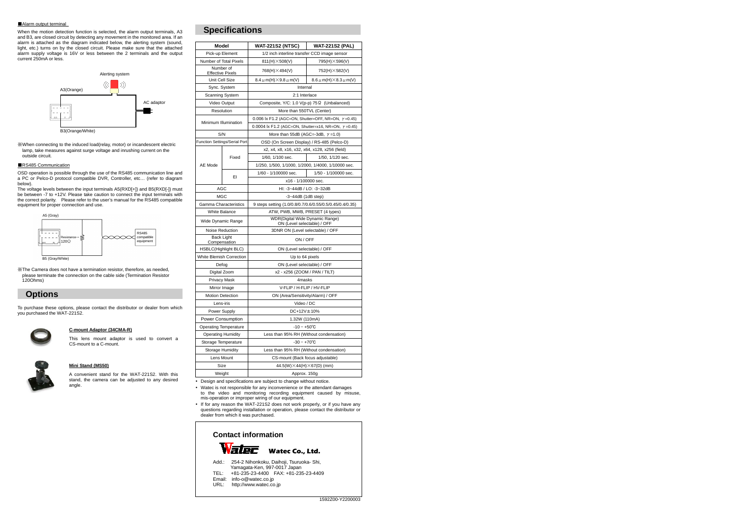■Alarm output terminal

When the motion detection function is selected, the alarm output terminals, A3 and B3, are closed circuit by detecting any movement in the monitored area. If an alarm is attached as the diagram indicated below, the alerting system (sound, light, etc.) turns on by the closed circuit. Please make sure that the attached alarm supply voltage is 16V or less between the 2 terminals and the output current 250mA or less.

Alerting system
A3(Orange)
AC adaptor
B3(Orange/White)

※When connecting to the induced load(relay, motor) or incandescent electric lamp, take measures against surge voltage and inrushing current on the outside circuit.

■RS485 Communication

OSD operation is possible through the use of the RS485 communication line and a PC or Pelco-D protocol compatible DVR, Controller, etc… (refer to diagram below).
The voltage levels between the input terminals A5(RXD[+]) and B5(RXD[-]) must be between -7 to +12V. Please take caution to connect the input terminals with the correct polarity. Please refer to the user's manual for the RS485 compatible equipment for proper connection and use.

A5 (Gray)
Resistance=
120Ω
RS485 compatible equipment
B5 (Gray/White)

※The Camera does not have a termination resistor, therefore, as needed, please terminate the connection on the cable side (Termination Resistor 120Ohms)

## Options

To purchase these options, please contact the distributor or dealer from which you purchased the WAT-221S2.

**C-mount Adaptor (34CMA-R)**

This lens mount adaptor is used to convert a CS-mount to a C-mount.

**Mini Stand (MS50)**

A convenient stand for the WAT-221S2. With this stand, the camera can be adjusted to any desired angle.

## Specifications

| Model | | WAT-221S2 (NTSC) | WAT-221S2 (PAL) |
|---|---|---|---|
| Pick-up Element | | 1/2 inch interline transfer CCD image sensor | |
| Number of Total Pixels | | 811(H)×508(V) | 795(H)×596(V) |
| Number of Effective Pixels | | 768(H)×494(V) | 752(H)×582(V) |
| Unit Cell Size | | 8.4μm(H)×9.8μm(V) | 8.6μm(H)×8.3μm(V) |
| Sync. System | | Internal | |
| Scanning System | | 2:1 Interlace | |
| Video Output | | Composite, Y/C: 1.0 V(p-p) 75Ω (Unbalanced) | |
| Resolution | | More than 550TVL (Center) | |
| Minimum Illumination | | 0.006 lx F1.2 (AGC=ON, Shutter=OFF, NR=ON, γ=0.45) | |
| | | 0.0004 lx F1.2 (AGC=ON, Shutter=x16, NR=ON, γ=0.45) | |
| S/N | | More than 55dB (AGC=-3dB, γ=1.0) | |
| Function Settings/Serial Port | | OSD (On Screen Display) / RS-485 (Pelco-D) | |
| AE Mode | Fixed | x2, x4, x8, x16, x32, x64, x128, x256 (field) | |
| | | 1/60, 1/100 sec. | 1/50, 1/120 sec. |
| | | 1/250, 1/500, 1/1000, 1/2000, 1/4000, 1/10000 sec. | |
| | EI | 1/60 - 1/100000 sec. | 1/50 - 1/100000 sec. |
| | | x16 - 1/100000 sec. | |
| AGC | | HI: -3~44dB / LO: -3~32dB | |
| MGC | | -3~44dB (1dB step) | |
| Gamma Characteristics | | 9 steps setting (1.0/0.8/0.7/0.6/0.55/0.5/0.45/0.4/0.35) | |
| White Balance | | ATW, PWB, MWB, PRESET (4 types) | |
| Wide Dynamic Range | | WDR(Digital Wide Dynamic Range) ON (Level selectable) / OFF | |
| Noise Reduction | | 3DNR ON (Level selectable) / OFF | |
| Back Light Compensation | | ON / OFF | |
| HSBLC(Highlight BLC) | | ON (Level selectable) / OFF | |
| White Blemish Correction | | Up to 64 pixels | |
| Defog | | ON (Level selectable) / OFF | |
| Digital Zoom | | x2 - x256 (ZOOM / PAN / TILT) | |
| Privacy Mask | | 4masks | |
| Mirror Image | | V-FLIP / H-FLIP / HV-FLIP | |
| Motion Detection | | ON (Area/Sensitivity/Alarm) / OFF | |
| Lens-iris | | Video / DC | |
| Power Supply | | DC+12V±10% | |
| Power Consumption | | 1.32W (110mA) | |
| Operating Temperature | | -10 ~ +50℃ | |
| Operating Humidity | | Less than 95% RH (Without condensation) | |
| Storage Temperature | | -30 ~ +70℃ | |
| Storage Humidity | | Less than 95% RH (Without condensation) | |
| Lens Mount | | CS-mount (Back focus adjustable) | |
| Size | | 44.5(W)×44(H)×67(D) (mm) | |
| Weight | | Approx. 150g | |

- Design and specifications are subject to change without notice.
- Watec is not responsible for any inconvenience or the attendant damages to the video and monitoring recording equipment caused by misuse, mis-operation or improper wiring of our equipment.
- If for any reason the WAT-221S2 does not work properly, or if you have any questions regarding installation or operation, please contact the distributor or dealer from which it was purchased.

### Contact information

Watec Co., Ltd.

Add.: 254-2 Nihonkoku, Daihoji, Tsuruoka- Shi, Yamagata-Ken, 997-0017 Japan
TEL: +81-235-23-4400 FAX: +81-235-23-4409
Email: info-o@watec.co.jp
URL: http://www.watec.co.jp

1592Z00-Y2200003